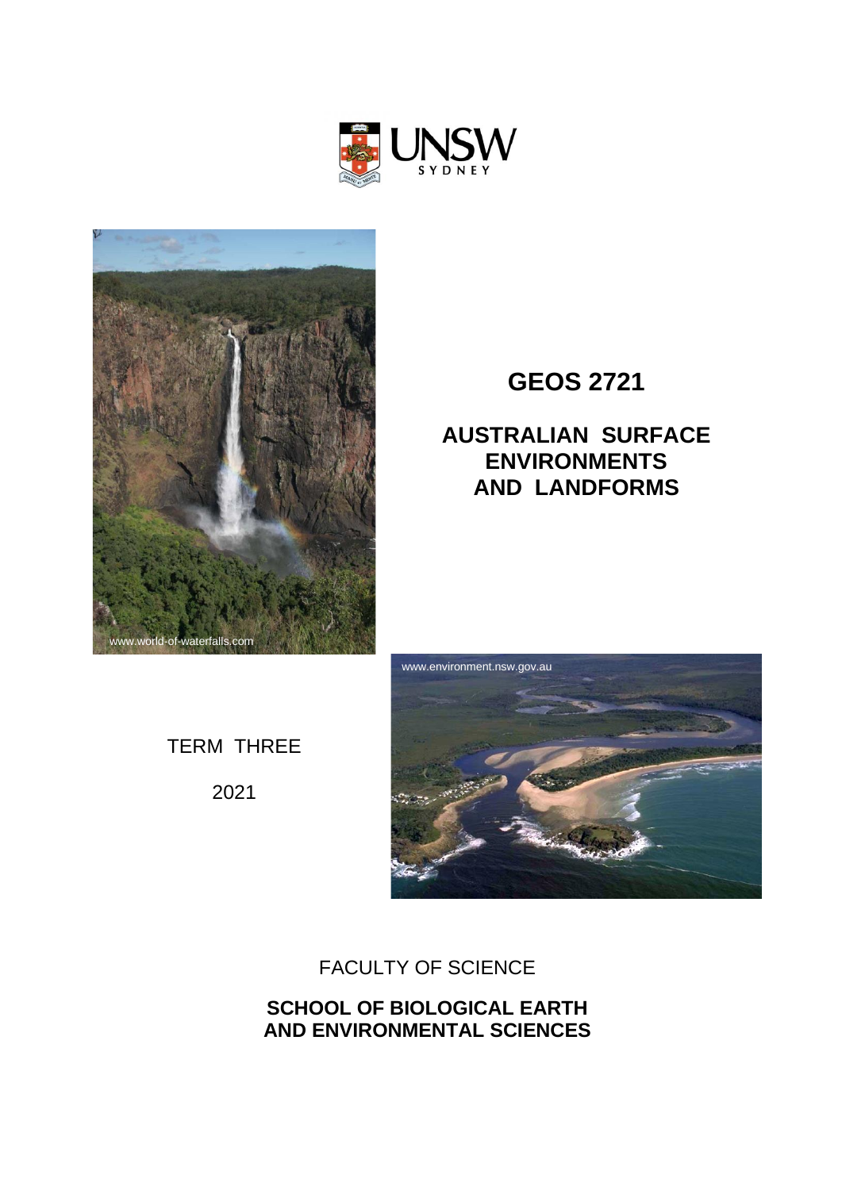# GEOS 2721

## AUSTRALIAN SURFACE ENVIRONMENTS AND LANDFORMS

www.world-of-waterfalls.com

www.environment.nsw.gov.au

TERM THREE

2021

FACULTY OF SCIENCE

**SCHOOL OF BIOLOGICAL EARTH AND ENVIRONMENTAL SCIENCES**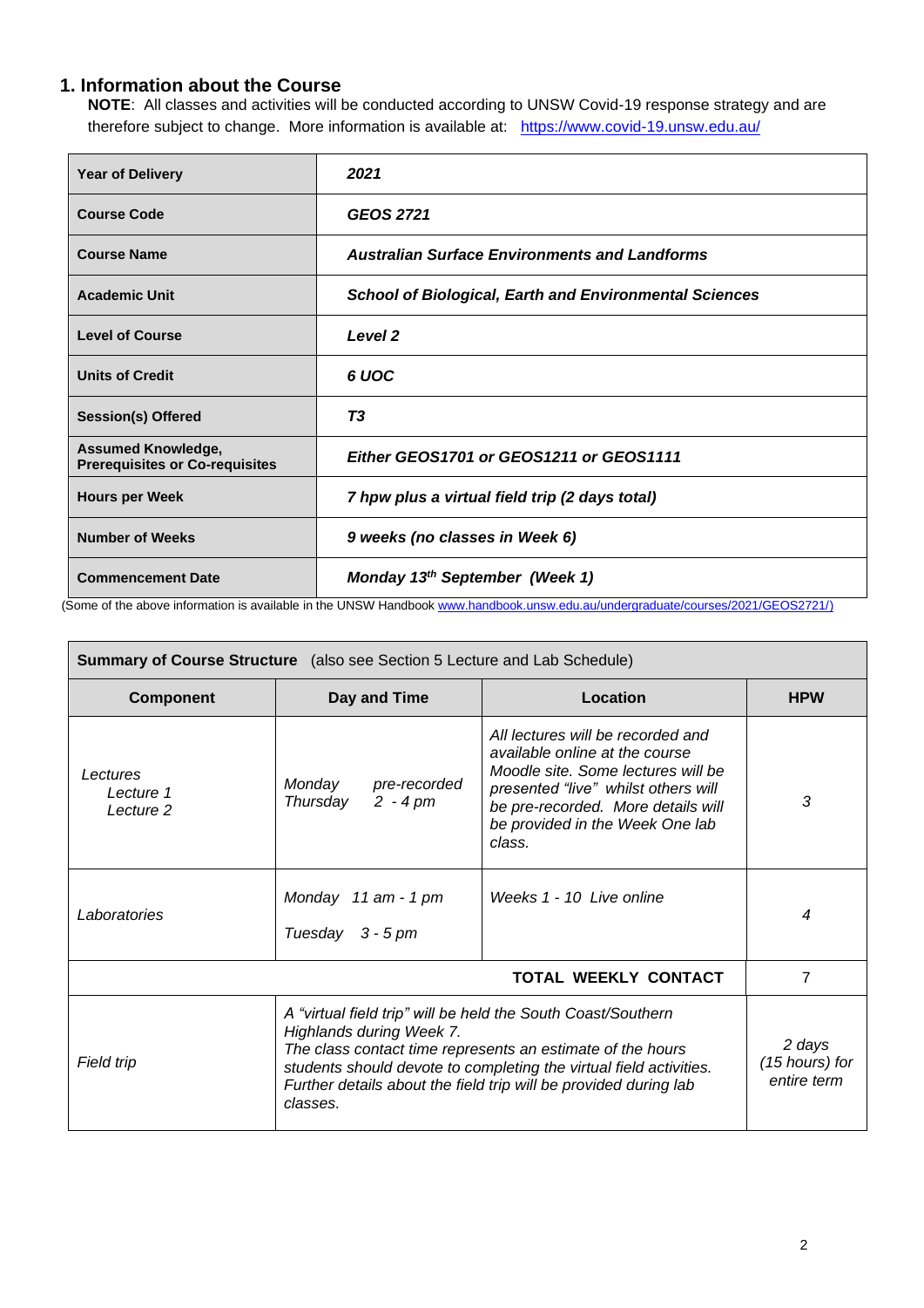## 1. Information about the Course

**NOTE**: All classes and activities will be conducted according to UNSW Covid-19 response strategy and are therefore subject to change. More information is available at: https://www.covid-19.unsw.edu.au/

| | |
|---|---|
| **Year of Delivery** | ***2021*** |
| **Course Code** | ***GEOS 2721*** |
| **Course Name** | ***Australian Surface Environments and Landforms*** |
| **Academic Unit** | ***School of Biological, Earth and Environmental Sciences*** |
| **Level of Course** | ***Level 2*** |
| **Units of Credit** | ***6 UOC*** |
| **Session(s) Offered** | ***T3*** |
| **Assumed Knowledge, Prerequisites or Co-requisites** | ***Either GEOS1701 or GEOS1211 or GEOS1111*** |
| **Hours per Week** | ***7 hpw plus a virtual field trip (2 days total)*** |
| **Number of Weeks** | ***9 weeks (no classes in Week 6)*** |
| **Commencement Date** | ***Monday 13th September (Week 1)*** |

(Some of the above information is available in the UNSW Handbook www.handbook.unsw.edu.au/undergraduate/courses/2021/GEOS2721/)

| **Summary of Course Structure** (also see Section 5 Lecture and Lab Schedule) | | | |
|---|---|---|---|
| **Component** | **Day and Time** | **Location** | **HPW** |
| *Lectures*<br>*Lecture 1*<br>*Lecture 2* | *Monday pre-recorded*<br>*Thursday 2 - 4 pm* | *All lectures will be recorded and available online at the course Moodle site. Some lectures will be presented "live" whilst others will be pre-recorded. More details will be provided in the Week One lab class.* | *3* |
| *Laboratories* | *Monday 11 am - 1 pm*<br>*Tuesday 3 - 5 pm* | *Weeks 1 - 10 Live online* | *4* |
| | | **TOTAL WEEKLY CONTACT** | 7 |
| *Field trip* | *A "virtual field trip" will be held the South Coast/Southern Highlands during Week 7. The class contact time represents an estimate of the hours students should devote to completing the virtual field activities. Further details about the field trip will be provided during lab classes.* | | *2 days (15 hours) for entire term* |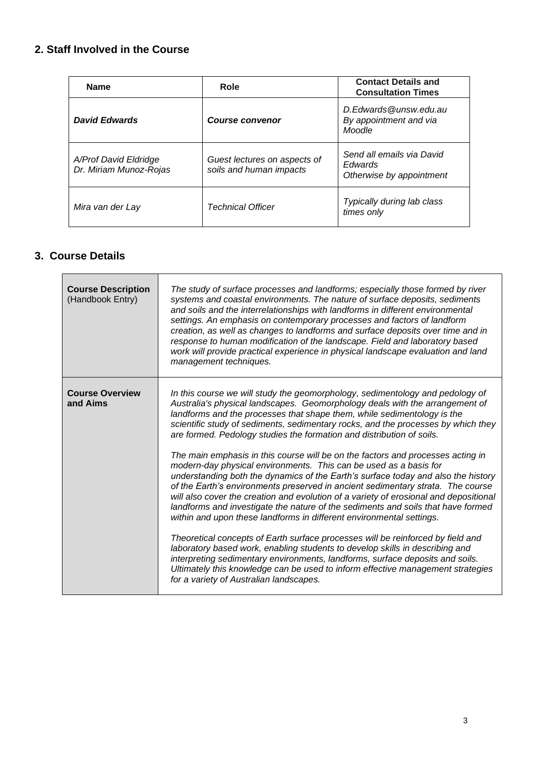## 2. Staff Involved in the Course

| Name | Role | Contact Details and Consultation Times |
|---|---|---|
| ***David Edwards*** | ***Course convenor*** | *D.Edwards@unsw.edu.au* *By appointment and via Moodle* |
| *A/Prof David Eldridge* *Dr. Miriam Munoz-Rojas* | *Guest lectures on aspects of soils and human impacts* | *Send all emails via David Edwards* *Otherwise by appointment* |
| *Mira van der Lay* | *Technical Officer* | *Typically during lab class times only* |

## 3. Course Details

| | |
|---|---|
| **Course Description** (Handbook Entry) | *The study of surface processes and landforms; especially those formed by river systems and coastal environments. The nature of surface deposits, sediments and soils and the interrelationships with landforms in different environmental settings. An emphasis on contemporary processes and factors of landform creation, as well as changes to landforms and surface deposits over time and in response to human modification of the landscape. Field and laboratory based work will provide practical experience in physical landscape evaluation and land management techniques.* |
| **Course Overview and Aims** | *In this course we will study the geomorphology, sedimentology and pedology of Australia's physical landscapes. Geomorphology deals with the arrangement of landforms and the processes that shape them, while sedimentology is the scientific study of sediments, sedimentary rocks, and the processes by which they are formed. Pedology studies the formation and distribution of soils.*<br><br>*The main emphasis in this course will be on the factors and processes acting in modern-day physical environments. This can be used as a basis for understanding both the dynamics of the Earth's surface today and also the history of the Earth's environments preserved in ancient sedimentary strata. The course will also cover the creation and evolution of a variety of erosional and depositional landforms and investigate the nature of the sediments and soils that have formed within and upon these landforms in different environmental settings.*<br><br>*Theoretical concepts of Earth surface processes will be reinforced by field and laboratory based work, enabling students to develop skills in describing and interpreting sedimentary environments, landforms, surface deposits and soils. Ultimately this knowledge can be used to inform effective management strategies for a variety of Australian landscapes.* |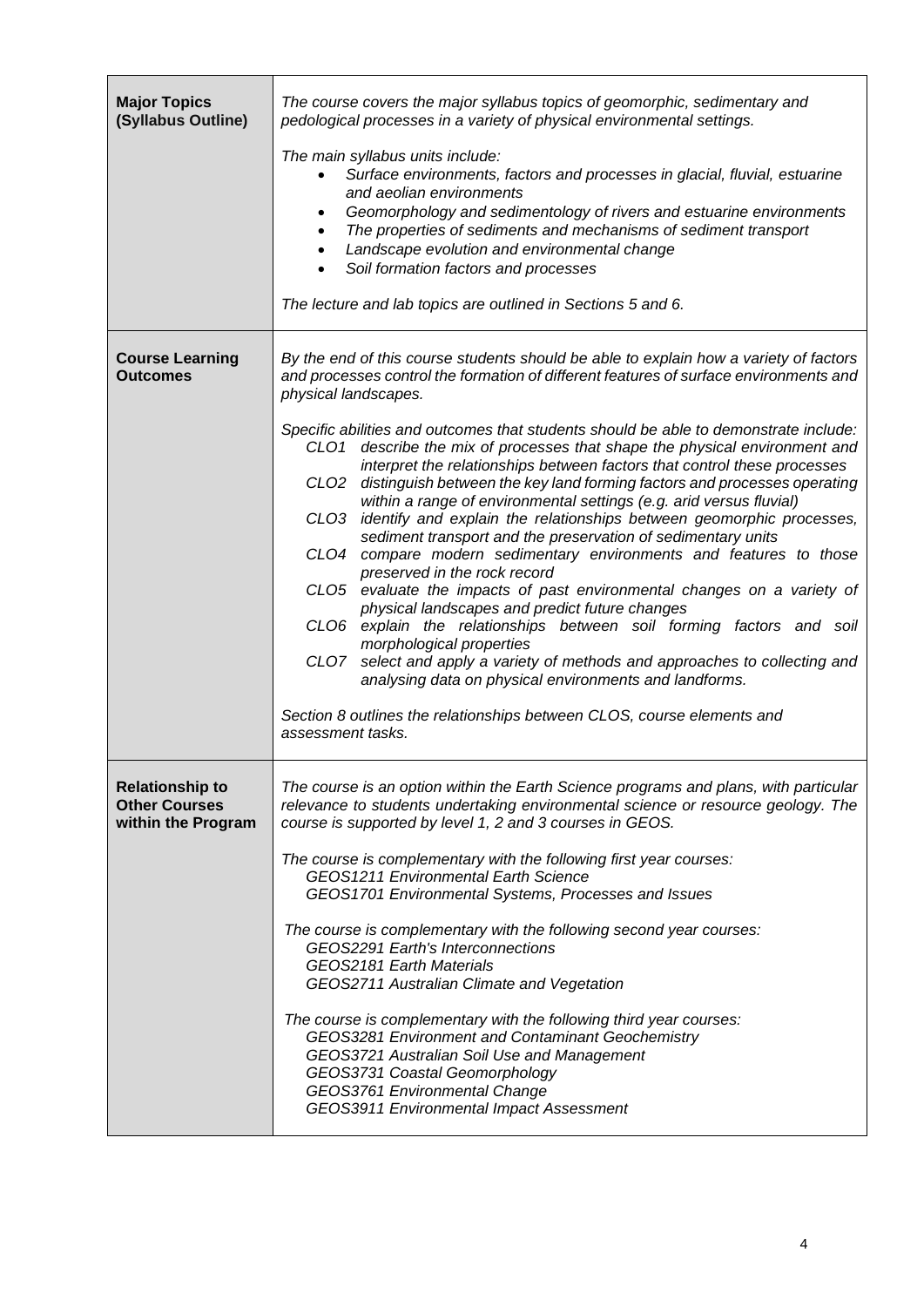| | |
|---|---|
| **Major Topics (Syllabus Outline)** | *The course covers the major syllabus topics of geomorphic, sedimentary and pedological processes in a variety of physical environmental settings.*<br><br>*The main syllabus units include:*<br>• *Surface environments, factors and processes in glacial, fluvial, estuarine and aeolian environments*<br>• *Geomorphology and sedimentology of rivers and estuarine environments*<br>• *The properties of sediments and mechanisms of sediment transport*<br>• *Landscape evolution and environmental change*<br>• *Soil formation factors and processes*<br><br>*The lecture and lab topics are outlined in Sections 5 and 6.* |
| **Course Learning Outcomes** | *By the end of this course students should be able to explain how a variety of factors and processes control the formation of different features of surface environments and physical landscapes.*<br><br>*Specific abilities and outcomes that students should be able to demonstrate include:*<br>*CLO1 describe the mix of processes that shape the physical environment and interpret the relationships between factors that control these processes*<br>*CLO2 distinguish between the key land forming factors and processes operating within a range of environmental settings (e.g. arid versus fluvial)*<br>*CLO3 identify and explain the relationships between geomorphic processes, sediment transport and the preservation of sedimentary units*<br>*CLO4 compare modern sedimentary environments and features to those preserved in the rock record*<br>*CLO5 evaluate the impacts of past environmental changes on a variety of physical landscapes and predict future changes*<br>*CLO6 explain the relationships between soil forming factors and soil morphological properties*<br>*CLO7 select and apply a variety of methods and approaches to collecting and analysing data on physical environments and landforms.*<br><br>*Section 8 outlines the relationships between CLOS, course elements and assessment tasks.* |
| **Relationship to Other Courses within the Program** | *The course is an option within the Earth Science programs and plans, with particular relevance to students undertaking environmental science or resource geology. The course is supported by level 1, 2 and 3 courses in GEOS.*<br><br>*The course is complementary with the following first year courses:*<br>*GEOS1211 Environmental Earth Science*<br>*GEOS1701 Environmental Systems, Processes and Issues*<br><br>*The course is complementary with the following second year courses:*<br>*GEOS2291 Earth's Interconnections*<br>*GEOS2181 Earth Materials*<br>*GEOS2711 Australian Climate and Vegetation*<br><br>*The course is complementary with the following third year courses:*<br>*GEOS3281 Environment and Contaminant Geochemistry*<br>*GEOS3721 Australian Soil Use and Management*<br>*GEOS3731 Coastal Geomorphology*<br>*GEOS3761 Environmental Change*<br>*GEOS3911 Environmental Impact Assessment* |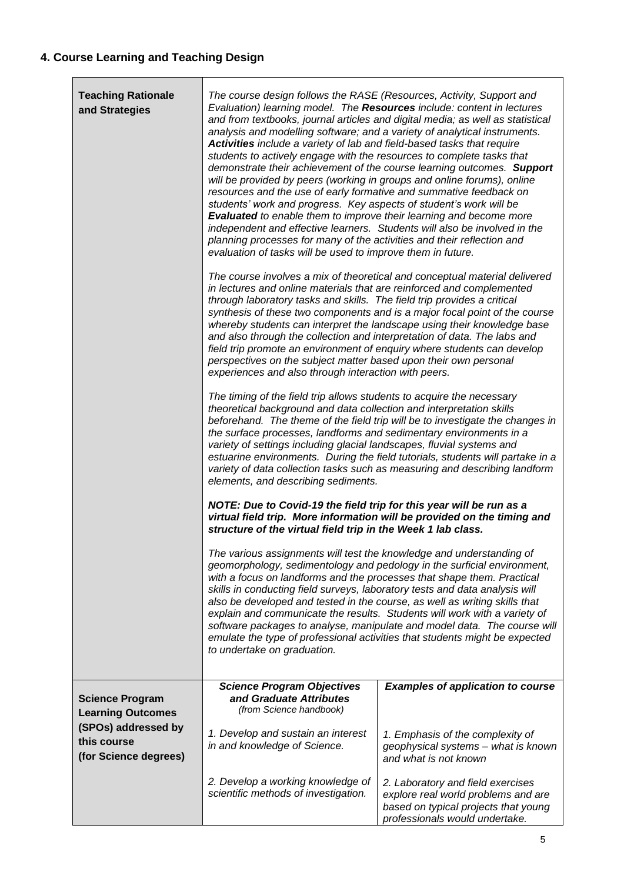## 4. Course Learning and Teaching Design

<table>
<tr>
<td><b>Teaching Rationale and Strategies</b></td>
<td colspan="2">
<p><i>The course design follows the RASE (Resources, Activity, Support and Evaluation) learning model. The <b>Resources</b> include: content in lectures and from textbooks, journal articles and digital media; as well as statistical analysis and modelling software; and a variety of analytical instruments. <b>Activities</b> include a variety of lab and field-based tasks that require students to actively engage with the resources to complete tasks that demonstrate their achievement of the course learning outcomes. <b>Support</b> will be provided by peers (working in groups and online forums), online resources and the use of early formative and summative feedback on students' work and progress. Key aspects of student's work will be <b>Evaluated</b> to enable them to improve their learning and become more independent and effective learners. Students will also be involved in the planning processes for many of the activities and their reflection and evaluation of tasks will be used to improve them in future.</i></p>
<p><i>The course involves a mix of theoretical and conceptual material delivered in lectures and online materials that are reinforced and complemented through laboratory tasks and skills. The field trip provides a critical synthesis of these two components and is a major focal point of the course whereby students can interpret the landscape using their knowledge base and also through the collection and interpretation of data. The labs and field trip promote an environment of enquiry where students can develop perspectives on the subject matter based upon their own personal experiences and also through interaction with peers.</i></p>
<p><i>The timing of the field trip allows students to acquire the necessary theoretical background and data collection and interpretation skills beforehand. The theme of the field trip will be to investigate the changes in the surface processes, landforms and sedimentary environments in a variety of settings including glacial landscapes, fluvial systems and estuarine environments. During the field tutorials, students will partake in a variety of data collection tasks such as measuring and describing landform elements, and describing sediments.</i></p>
<p><b><i>NOTE: Due to Covid-19 the field trip for this year will be run as a virtual field trip. More information will be provided on the timing and structure of the virtual field trip in the Week 1 lab class.</i></b></p>
<p><i>The various assignments will test the knowledge and understanding of geomorphology, sedimentology and pedology in the surficial environment, with a focus on landforms and the processes that shape them. Practical skills in conducting field surveys, laboratory tests and data analysis will also be developed and tested in the course, as well as writing skills that explain and communicate the results. Students will work with a variety of software packages to analyse, manipulate and model data. The course will emulate the type of professional activities that students might be expected to undertake on graduation.</i></p>
</td>
</tr>
<tr>
<td rowspan="3"><b>Science Program Learning Outcomes (SPOs) addressed by this course (for Science degrees)</b></td>
<td><b><i>Science Program Objectives and Graduate Attributes</i></b><br><i>(from Science handbook)</i></td>
<td><b><i>Examples of application to course</i></b></td>
</tr>
<tr>
<td><i>1. Develop and sustain an interest in and knowledge of Science.</i></td>
<td><i>1. Emphasis of the complexity of geophysical systems – what is known and what is not known</i></td>
</tr>
<tr>
<td><i>2. Develop a working knowledge of scientific methods of investigation.</i></td>
<td><i>2. Laboratory and field exercises explore real world problems and are based on typical projects that young professionals would undertake.</i></td>
</tr>
</table>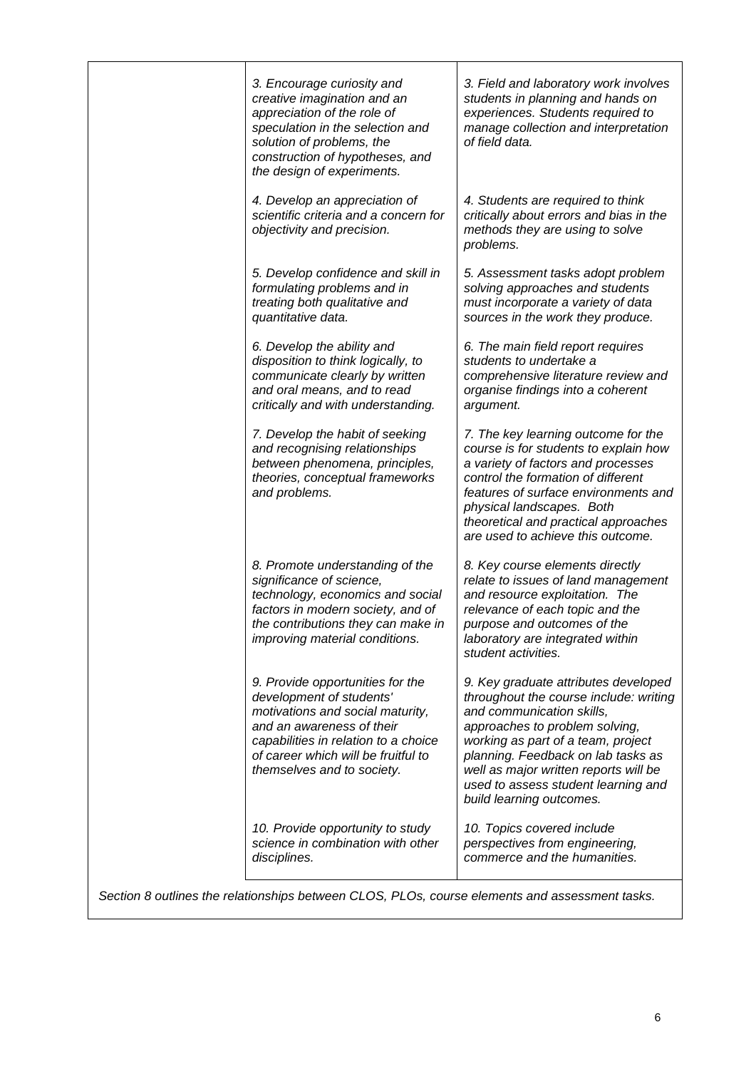| | | |
|---|---|---|
| | *3. Encourage curiosity and creative imagination and an appreciation of the role of speculation in the selection and solution of problems, the construction of hypotheses, and the design of experiments.* | *3. Field and laboratory work involves students in planning and hands on experiences. Students required to manage collection and interpretation of field data.* |
| | *4. Develop an appreciation of scientific criteria and a concern for objectivity and precision.* | *4. Students are required to think critically about errors and bias in the methods they are using to solve problems.* |
| | *5. Develop confidence and skill in formulating problems and in treating both qualitative and quantitative data.* | *5. Assessment tasks adopt problem solving approaches and students must incorporate a variety of data sources in the work they produce.* |
| | *6. Develop the ability and disposition to think logically, to communicate clearly by written and oral means, and to read critically and with understanding.* | *6. The main field report requires students to undertake a comprehensive literature review and organise findings into a coherent argument.* |
| | *7. Develop the habit of seeking and recognising relationships between phenomena, principles, theories, conceptual frameworks and problems.* | *7. The key learning outcome for the course is for students to explain how a variety of factors and processes control the formation of different features of surface environments and physical landscapes. Both theoretical and practical approaches are used to achieve this outcome.* |
| | *8. Promote understanding of the significance of science, technology, economics and social factors in modern society, and of the contributions they can make in improving material conditions.* | *8. Key course elements directly relate to issues of land management and resource exploitation. The relevance of each topic and the purpose and outcomes of the laboratory are integrated within student activities.* |
| | *9. Provide opportunities for the development of students' motivations and social maturity, and an awareness of their capabilities in relation to a choice of career which will be fruitful to themselves and to society.* | *9. Key graduate attributes developed throughout the course include: writing and communication skills, approaches to problem solving, working as part of a team, project planning. Feedback on lab tasks as well as major written reports will be used to assess student learning and build learning outcomes.* |
| | *10. Provide opportunity to study science in combination with other disciplines.* | *10. Topics covered include perspectives from engineering, commerce and the humanities.* |

*Section 8 outlines the relationships between CLOS, PLOs, course elements and assessment tasks.*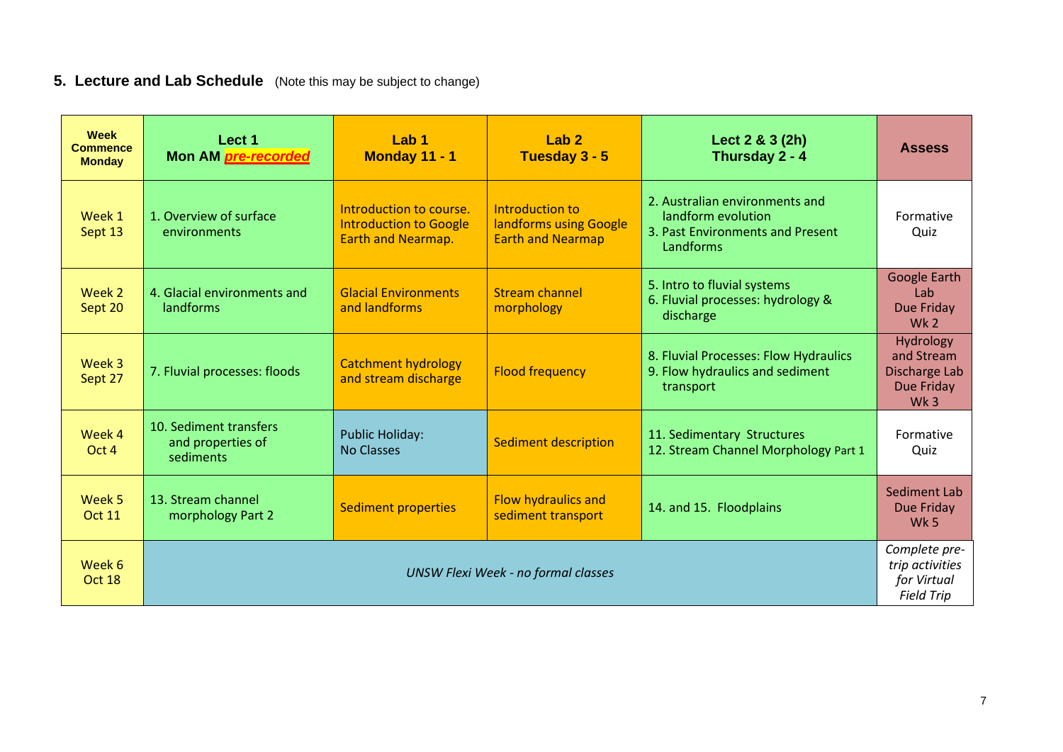## 5. Lecture and Lab Schedule (Note this may be subject to change)

| Week Commence Monday | Lect 1 Mon AM *pre-recorded* | Lab 1 Monday 11 - 1 | Lab 2 Tuesday 3 - 5 | Lect 2 & 3 (2h) Thursday 2 - 4 | Assess |
|---|---|---|---|---|---|
| Week 1 Sept 13 | 1. Overview of surface environments | Introduction to course. Introduction to Google Earth and Nearmap. | Introduction to landforms using Google Earth and Nearmap | 2. Australian environments and landform evolution<br>3. Past Environments and Present Landforms | Formative Quiz |
| Week 2 Sept 20 | 4. Glacial environments and landforms | Glacial Environments and landforms | Stream channel morphology | 5. Intro to fluvial systems<br>6. Fluvial processes: hydrology & discharge | Google Earth Lab Due Friday Wk 2 |
| Week 3 Sept 27 | 7. Fluvial processes: floods | Catchment hydrology and stream discharge | Flood frequency | 8. Fluvial Processes: Flow Hydraulics<br>9. Flow hydraulics and sediment transport | Hydrology and Stream Discharge Lab Due Friday Wk 3 |
| Week 4 Oct 4 | 10. Sediment transfers and properties of sediments | Public Holiday: No Classes | Sediment description | 11. Sedimentary Structures<br>12. Stream Channel Morphology Part 1 | Formative Quiz |
| Week 5 Oct 11 | 13. Stream channel morphology Part 2 | Sediment properties | Flow hydraulics and sediment transport | 14. and 15. Floodplains | Sediment Lab Due Friday Wk 5 |
| Week 6 Oct 18 | *UNSW Flexi Week - no formal classes* | | | | *Complete pre-trip activities for Virtual Field Trip* |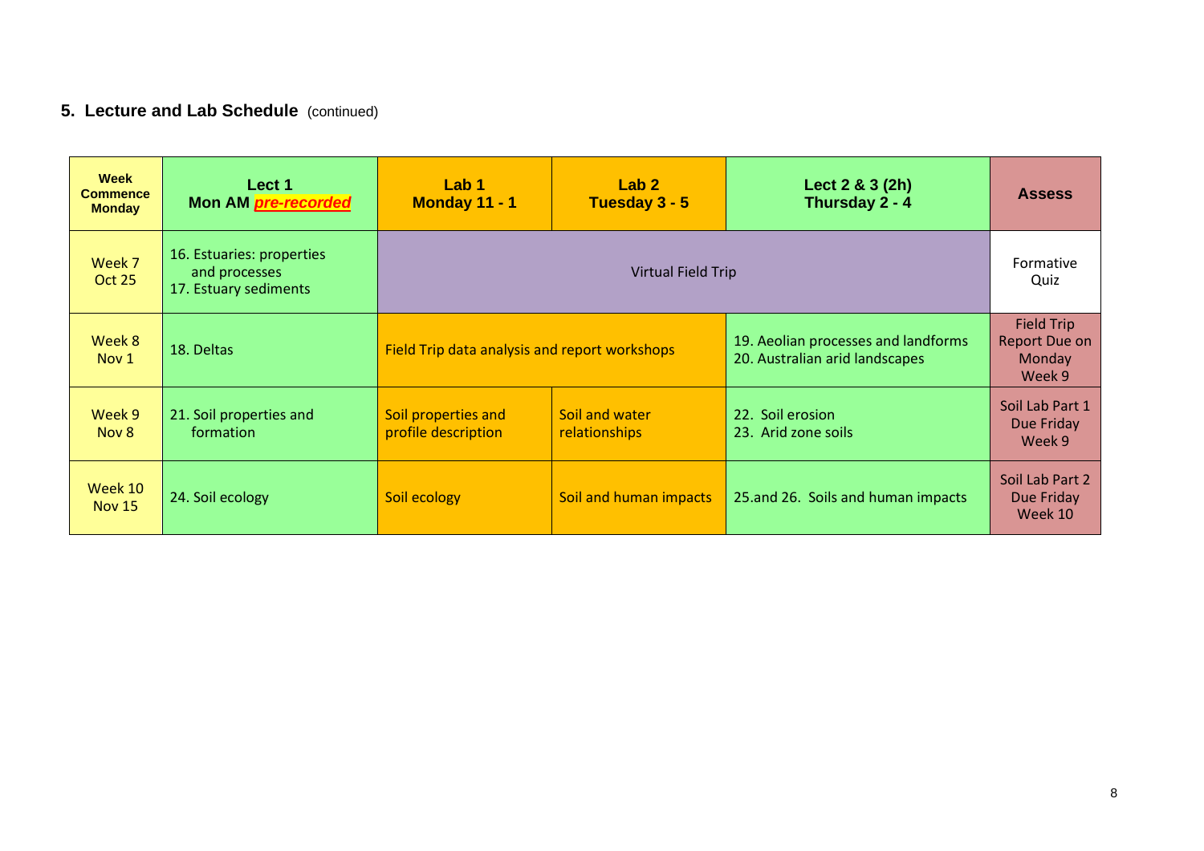### 5. Lecture and Lab Schedule (continued)

| Week Commence Monday | Lect 1 Mon AM ***pre-recorded*** | Lab 1 Monday 11 - 1 | Lab 2 Tuesday 3 - 5 | Lect 2 & 3 (2h) Thursday 2 - 4 | Assess |
|---|---|---|---|---|---|
| Week 7 Oct 25 | 16. Estuaries: properties and processes<br>17. Estuary sediments | Virtual Field Trip | | | Formative Quiz |
| Week 8 Nov 1 | 18. Deltas | Field Trip data analysis and report workshops | | 19. Aeolian processes and landforms<br>20. Australian arid landscapes | Field Trip Report Due on Monday Week 9 |
| Week 9 Nov 8 | 21. Soil properties and formation | Soil properties and profile description | Soil and water relationships | 22. Soil erosion<br>23. Arid zone soils | Soil Lab Part 1 Due Friday Week 9 |
| Week 10 Nov 15 | 24. Soil ecology | Soil ecology | Soil and human impacts | 25.and 26. Soils and human impacts | Soil Lab Part 2 Due Friday Week 10 |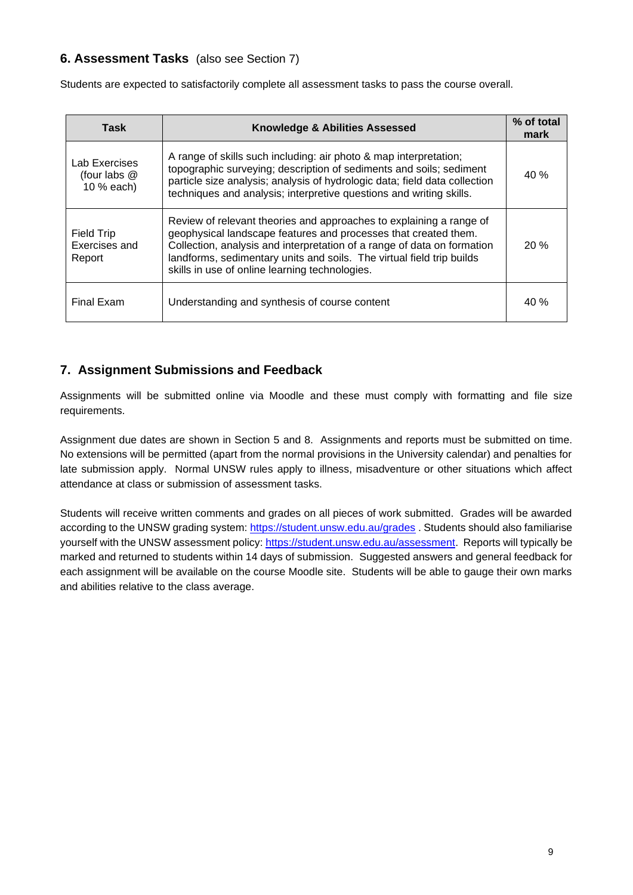## 6. Assessment Tasks (also see Section 7)

Students are expected to satisfactorily complete all assessment tasks to pass the course overall.

| Task | Knowledge & Abilities Assessed | % of total mark |
|---|---|---|
| Lab Exercises (four labs @ 10 % each) | A range of skills such including: air photo & map interpretation; topographic surveying; description of sediments and soils; sediment particle size analysis; analysis of hydrologic data; field data collection techniques and analysis; interpretive questions and writing skills. | 40 % |
| Field Trip Exercises and Report | Review of relevant theories and approaches to explaining a range of geophysical landscape features and processes that created them. Collection, analysis and interpretation of a range of data on formation landforms, sedimentary units and soils. The virtual field trip builds skills in use of online learning technologies. | 20 % |
| Final Exam | Understanding and synthesis of course content | 40 % |

## 7. Assignment Submissions and Feedback

Assignments will be submitted online via Moodle and these must comply with formatting and file size requirements.

Assignment due dates are shown in Section 5 and 8. Assignments and reports must be submitted on time. No extensions will be permitted (apart from the normal provisions in the University calendar) and penalties for late submission apply. Normal UNSW rules apply to illness, misadventure or other situations which affect attendance at class or submission of assessment tasks.

Students will receive written comments and grades on all pieces of work submitted. Grades will be awarded according to the UNSW grading system: https://student.unsw.edu.au/grades . Students should also familiarise yourself with the UNSW assessment policy: https://student.unsw.edu.au/assessment. Reports will typically be marked and returned to students within 14 days of submission. Suggested answers and general feedback for each assignment will be available on the course Moodle site. Students will be able to gauge their own marks and abilities relative to the class average.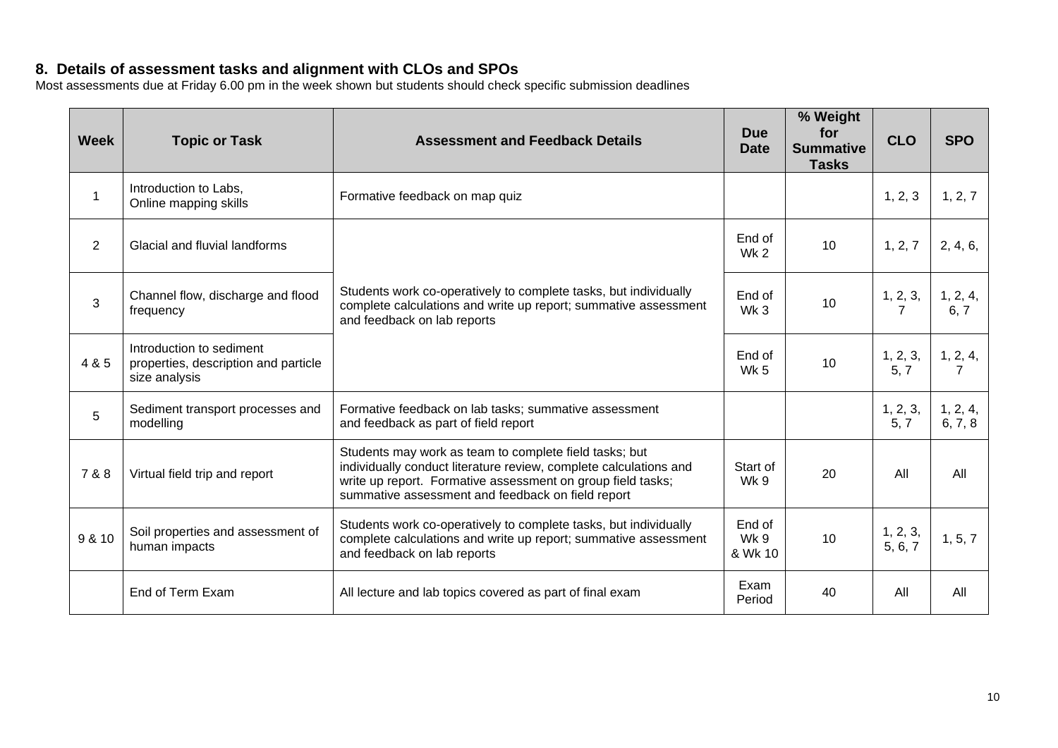## 8. Details of assessment tasks and alignment with CLOs and SPOs

Most assessments due at Friday 6.00 pm in the week shown but students should check specific submission deadlines

| Week | Topic or Task | Assessment and Feedback Details | Due Date | % Weight for Summative Tasks | CLO | SPO |
|---|---|---|---|---|---|---|
| 1 | Introduction to Labs, Online mapping skills | Formative feedback on map quiz | | | 1, 2, 3 | 1, 2, 7 |
| 2 | Glacial and fluvial landforms | Students work co-operatively to complete tasks, but individually complete calculations and write up report; summative assessment and feedback on lab reports | End of Wk 2 | 10 | 1, 2, 7 | 2, 4, 6, |
| 3 | Channel flow, discharge and flood frequency | | End of Wk 3 | 10 | 1, 2, 3, 7 | 1, 2, 4, 6, 7 |
| 4 & 5 | Introduction to sediment properties, description and particle size analysis | | End of Wk 5 | 10 | 1, 2, 3, 5, 7 | 1, 2, 4, 7 |
| 5 | Sediment transport processes and modelling | Formative feedback on lab tasks; summative assessment and feedback as part of field report | | | 1, 2, 3, 5, 7 | 1, 2, 4, 6, 7, 8 |
| 7 & 8 | Virtual field trip and report | Students may work as team to complete field tasks; but individually conduct literature review, complete calculations and write up report. Formative assessment on group field tasks; summative assessment and feedback on field report | Start of Wk 9 | 20 | All | All |
| 9 & 10 | Soil properties and assessment of human impacts | Students work co-operatively to complete tasks, but individually complete calculations and write up report; summative assessment and feedback on lab reports | End of Wk 9 & Wk 10 | 10 | 1, 2, 3, 5, 6, 7 | 1, 5, 7 |
| | End of Term Exam | All lecture and lab topics covered as part of final exam | Exam Period | 40 | All | All |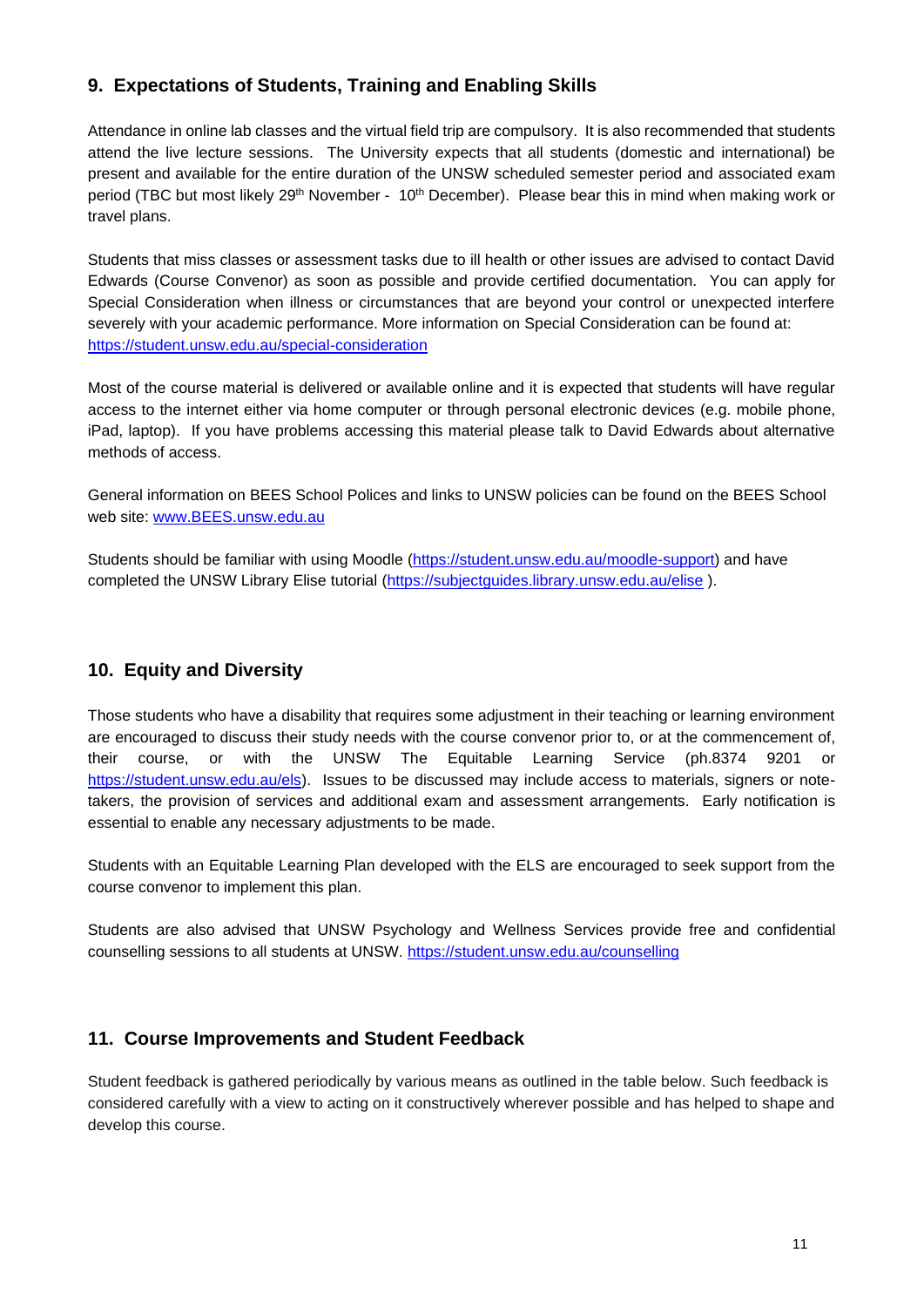## 9. Expectations of Students, Training and Enabling Skills

Attendance in online lab classes and the virtual field trip are compulsory. It is also recommended that students attend the live lecture sessions. The University expects that all students (domestic and international) be present and available for the entire duration of the UNSW scheduled semester period and associated exam period (TBC but most likely 29th November - 10th December). Please bear this in mind when making work or travel plans.

Students that miss classes or assessment tasks due to ill health or other issues are advised to contact David Edwards (Course Convenor) as soon as possible and provide certified documentation. You can apply for Special Consideration when illness or circumstances that are beyond your control or unexpected interfere severely with your academic performance. More information on Special Consideration can be found at: https://student.unsw.edu.au/special-consideration

Most of the course material is delivered or available online and it is expected that students will have regular access to the internet either via home computer or through personal electronic devices (e.g. mobile phone, iPad, laptop). If you have problems accessing this material please talk to David Edwards about alternative methods of access.

General information on BEES School Polices and links to UNSW policies can be found on the BEES School web site: www.BEES.unsw.edu.au

Students should be familiar with using Moodle (https://student.unsw.edu.au/moodle-support) and have completed the UNSW Library Elise tutorial (https://subjectguides.library.unsw.edu.au/elise ).

## 10. Equity and Diversity

Those students who have a disability that requires some adjustment in their teaching or learning environment are encouraged to discuss their study needs with the course convenor prior to, or at the commencement of, their course, or with the UNSW The Equitable Learning Service (ph.8374 9201 or https://student.unsw.edu.au/els). Issues to be discussed may include access to materials, signers or note-takers, the provision of services and additional exam and assessment arrangements. Early notification is essential to enable any necessary adjustments to be made.

Students with an Equitable Learning Plan developed with the ELS are encouraged to seek support from the course convenor to implement this plan.

Students are also advised that UNSW Psychology and Wellness Services provide free and confidential counselling sessions to all students at UNSW. https://student.unsw.edu.au/counselling

## 11. Course Improvements and Student Feedback

Student feedback is gathered periodically by various means as outlined in the table below. Such feedback is considered carefully with a view to acting on it constructively wherever possible and has helped to shape and develop this course.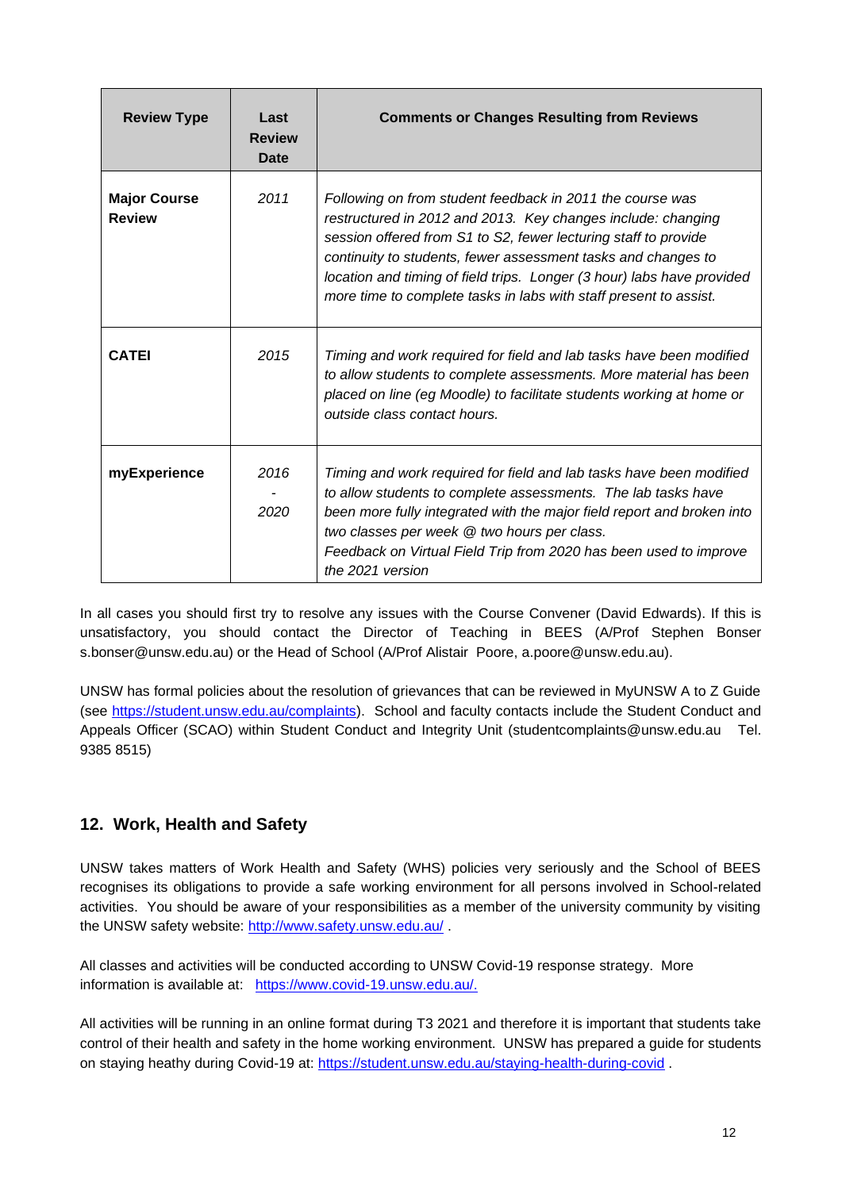| Review Type | Last Review Date | Comments or Changes Resulting from Reviews |
|---|---|---|
| **Major Course Review** | *2011* | *Following on from student feedback in 2011 the course was restructured in 2012 and 2013. Key changes include: changing session offered from S1 to S2, fewer lecturing staff to provide continuity to students, fewer assessment tasks and changes to location and timing of field trips. Longer (3 hour) labs have provided more time to complete tasks in labs with staff present to assist.* |
| **CATEI** | *2015* | *Timing and work required for field and lab tasks have been modified to allow students to complete assessments. More material has been placed on line (eg Moodle) to facilitate students working at home or outside class contact hours.* |
| **myExperience** | *2016 - 2020* | *Timing and work required for field and lab tasks have been modified to allow students to complete assessments. The lab tasks have been more fully integrated with the major field report and broken into two classes per week @ two hours per class. Feedback on Virtual Field Trip from 2020 has been used to improve the 2021 version* |

In all cases you should first try to resolve any issues with the Course Convener (David Edwards). If this is unsatisfactory, you should contact the Director of Teaching in BEES (A/Prof Stephen Bonser s.bonser@unsw.edu.au) or the Head of School (A/Prof Alistair Poore, a.poore@unsw.edu.au).

UNSW has formal policies about the resolution of grievances that can be reviewed in MyUNSW A to Z Guide (see https://student.unsw.edu.au/complaints). School and faculty contacts include the Student Conduct and Appeals Officer (SCAO) within Student Conduct and Integrity Unit (studentcomplaints@unsw.edu.au Tel. 9385 8515)

## 12. Work, Health and Safety

UNSW takes matters of Work Health and Safety (WHS) policies very seriously and the School of BEES recognises its obligations to provide a safe working environment for all persons involved in School-related activities. You should be aware of your responsibilities as a member of the university community by visiting the UNSW safety website: http://www.safety.unsw.edu.au/ .

All classes and activities will be conducted according to UNSW Covid-19 response strategy. More information is available at: https://www.covid-19.unsw.edu.au/.

All activities will be running in an online format during T3 2021 and therefore it is important that students take control of their health and safety in the home working environment. UNSW has prepared a guide for students on staying heathy during Covid-19 at: https://student.unsw.edu.au/staying-health-during-covid .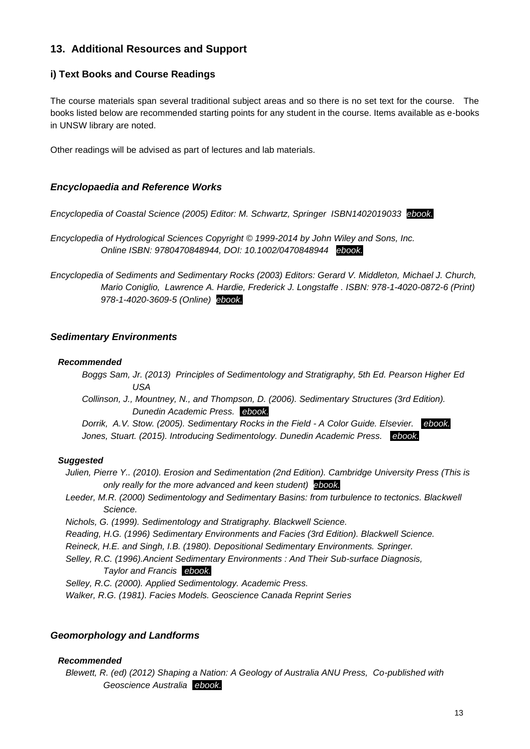## 13. Additional Resources and Support

### i) Text Books and Course Readings

The course materials span several traditional subject areas and so there is no set text for the course. The books listed below are recommended starting points for any student in the course. Items available as e-books in UNSW library are noted.

Other readings will be advised as part of lectures and lab materials.

#### *Encyclopaedia and Reference Works*

*Encyclopedia of Coastal Science (2005) Editor: M. Schwartz, Springer ISBN1402019033 ebook.*

*Encyclopedia of Hydrological Sciences Copyright © 1999-2014 by John Wiley and Sons, Inc. Online ISBN: 9780470848944, DOI: 10.1002/0470848944 ebook.*

*Encyclopedia of Sediments and Sedimentary Rocks (2003) Editors: Gerard V. Middleton, Michael J. Church, Mario Coniglio, Lawrence A. Hardie, Frederick J. Longstaffe . ISBN: 978-1-4020-0872-6 (Print) 978-1-4020-3609-5 (Online) ebook.*

#### *Sedimentary Environments*

***Recommended***

*Boggs Sam, Jr. (2013) Principles of Sedimentology and Stratigraphy, 5th Ed. Pearson Higher Ed USA*

*Collinson, J., Mountney, N., and Thompson, D. (2006). Sedimentary Structures (3rd Edition). Dunedin Academic Press. ebook.*

*Dorrik, A.V. Stow. (2005). Sedimentary Rocks in the Field - A Color Guide. Elsevier. ebook.*

*Jones, Stuart. (2015). Introducing Sedimentology. Dunedin Academic Press. ebook.*

***Suggested***

*Julien, Pierre Y.. (2010). Erosion and Sedimentation (2nd Edition). Cambridge University Press (This is only really for the more advanced and keen student) ebook.*

*Leeder, M.R. (2000) Sedimentology and Sedimentary Basins: from turbulence to tectonics. Blackwell Science.*

*Nichols, G. (1999). Sedimentology and Stratigraphy. Blackwell Science.*

*Reading, H.G. (1996) Sedimentary Environments and Facies (3rd Edition). Blackwell Science.*

*Reineck, H.E. and Singh, I.B. (1980). Depositional Sedimentary Environments. Springer.*

*Selley, R.C. (1996).Ancient Sedimentary Environments : And Their Sub-surface Diagnosis, Taylor and Francis ebook.*

*Selley, R.C. (2000). Applied Sedimentology. Academic Press.*

*Walker, R.G. (1981). Facies Models. Geoscience Canada Reprint Series*

#### *Geomorphology and Landforms*

***Recommended***

*Blewett, R. (ed) (2012) Shaping a Nation: A Geology of Australia ANU Press, Co-published with Geoscience Australia ebook.*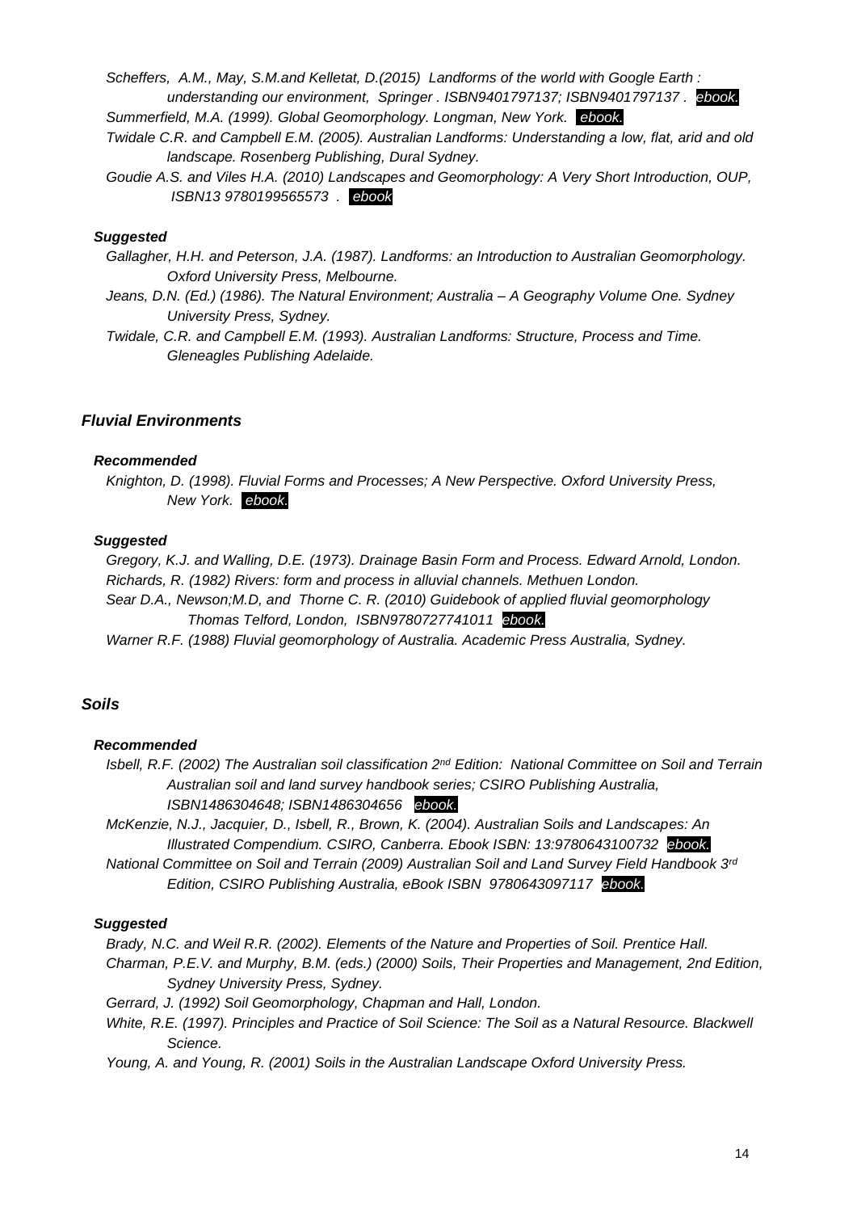*Scheffers, A.M., May, S.M.and Kelletat, D.(2015) Landforms of the world with Google Earth : understanding our environment, Springer . ISBN9401797137; ISBN9401797137 .* ***ebook.***

*Summerfield, M.A. (1999). Global Geomorphology. Longman, New York.* ***ebook.***

*Twidale C.R. and Campbell E.M. (2005). Australian Landforms: Understanding a low, flat, arid and old landscape. Rosenberg Publishing, Dural Sydney.*

*Goudie A.S. and Viles H.A. (2010) Landscapes and Geomorphology: A Very Short Introduction, OUP, ISBN13 9780199565573 .* ***ebook***

#### *Suggested*

*Gallagher, H.H. and Peterson, J.A. (1987). Landforms: an Introduction to Australian Geomorphology. Oxford University Press, Melbourne.*

*Jeans, D.N. (Ed.) (1986). The Natural Environment; Australia – A Geography Volume One. Sydney University Press, Sydney.*

*Twidale, C.R. and Campbell E.M. (1993). Australian Landforms: Structure, Process and Time. Gleneagles Publishing Adelaide.*

### *Fluvial Environments*

#### *Recommended*

*Knighton, D. (1998). Fluvial Forms and Processes; A New Perspective. Oxford University Press, New York.* ***ebook.***

#### *Suggested*

*Gregory, K.J. and Walling, D.E. (1973). Drainage Basin Form and Process. Edward Arnold, London.*

*Richards, R. (1982) Rivers: form and process in alluvial channels. Methuen London.*

*Sear D.A., Newson;M.D, and Thorne C. R. (2010) Guidebook of applied fluvial geomorphology Thomas Telford, London, ISBN9780727741011* ***ebook.***

*Warner R.F. (1988) Fluvial geomorphology of Australia. Academic Press Australia, Sydney.*

### *Soils*

#### *Recommended*

*Isbell, R.F. (2002) The Australian soil classification 2nd Edition: National Committee on Soil and Terrain Australian soil and land survey handbook series; CSIRO Publishing Australia, ISBN1486304648; ISBN1486304656* ***ebook.***

*McKenzie, N.J., Jacquier, D., Isbell, R., Brown, K. (2004). Australian Soils and Landscapes: An Illustrated Compendium. CSIRO, Canberra. Ebook ISBN: 13:9780643100732* ***ebook.***

*National Committee on Soil and Terrain (2009) Australian Soil and Land Survey Field Handbook 3rd Edition, CSIRO Publishing Australia, eBook ISBN 9780643097117* ***ebook.***

#### *Suggested*

*Brady, N.C. and Weil R.R. (2002). Elements of the Nature and Properties of Soil. Prentice Hall.*

*Charman, P.E.V. and Murphy, B.M. (eds.) (2000) Soils, Their Properties and Management, 2nd Edition, Sydney University Press, Sydney.*

*Gerrard, J. (1992) Soil Geomorphology, Chapman and Hall, London.*

*White, R.E. (1997). Principles and Practice of Soil Science: The Soil as a Natural Resource. Blackwell Science.*

*Young, A. and Young, R. (2001) Soils in the Australian Landscape Oxford University Press.*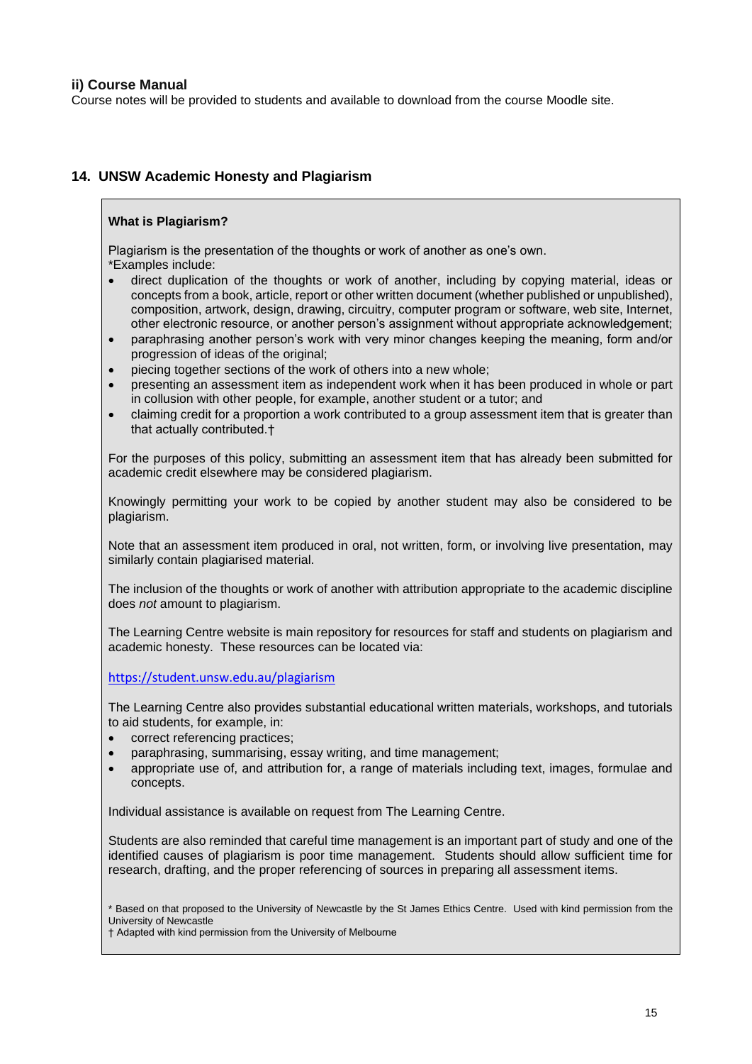### ii) Course Manual

Course notes will be provided to students and available to download from the course Moodle site.

## 14. UNSW Academic Honesty and Plagiarism

**What is Plagiarism?**

Plagiarism is the presentation of the thoughts or work of another as one's own.
*Examples include:

- direct duplication of the thoughts or work of another, including by copying material, ideas or concepts from a book, article, report or other written document (whether published or unpublished), composition, artwork, design, drawing, circuitry, computer program or software, web site, Internet, other electronic resource, or another person's assignment without appropriate acknowledgement;
- paraphrasing another person's work with very minor changes keeping the meaning, form and/or progression of ideas of the original;
- piecing together sections of the work of others into a new whole;
- presenting an assessment item as independent work when it has been produced in whole or part in collusion with other people, for example, another student or a tutor; and
- claiming credit for a proportion a work contributed to a group assessment item that is greater than that actually contributed.†

For the purposes of this policy, submitting an assessment item that has already been submitted for academic credit elsewhere may be considered plagiarism.

Knowingly permitting your work to be copied by another student may also be considered to be plagiarism.

Note that an assessment item produced in oral, not written, form, or involving live presentation, may similarly contain plagiarised material.

The inclusion of the thoughts or work of another with attribution appropriate to the academic discipline does *not* amount to plagiarism.

The Learning Centre website is main repository for resources for staff and students on plagiarism and academic honesty. These resources can be located via:

https://student.unsw.edu.au/plagiarism

The Learning Centre also provides substantial educational written materials, workshops, and tutorials to aid students, for example, in:

- correct referencing practices;
- paraphrasing, summarising, essay writing, and time management;
- appropriate use of, and attribution for, a range of materials including text, images, formulae and concepts.

Individual assistance is available on request from The Learning Centre.

Students are also reminded that careful time management is an important part of study and one of the identified causes of plagiarism is poor time management. Students should allow sufficient time for research, drafting, and the proper referencing of sources in preparing all assessment items.

* Based on that proposed to the University of Newcastle by the St James Ethics Centre. Used with kind permission from the University of Newcastle
† Adapted with kind permission from the University of Melbourne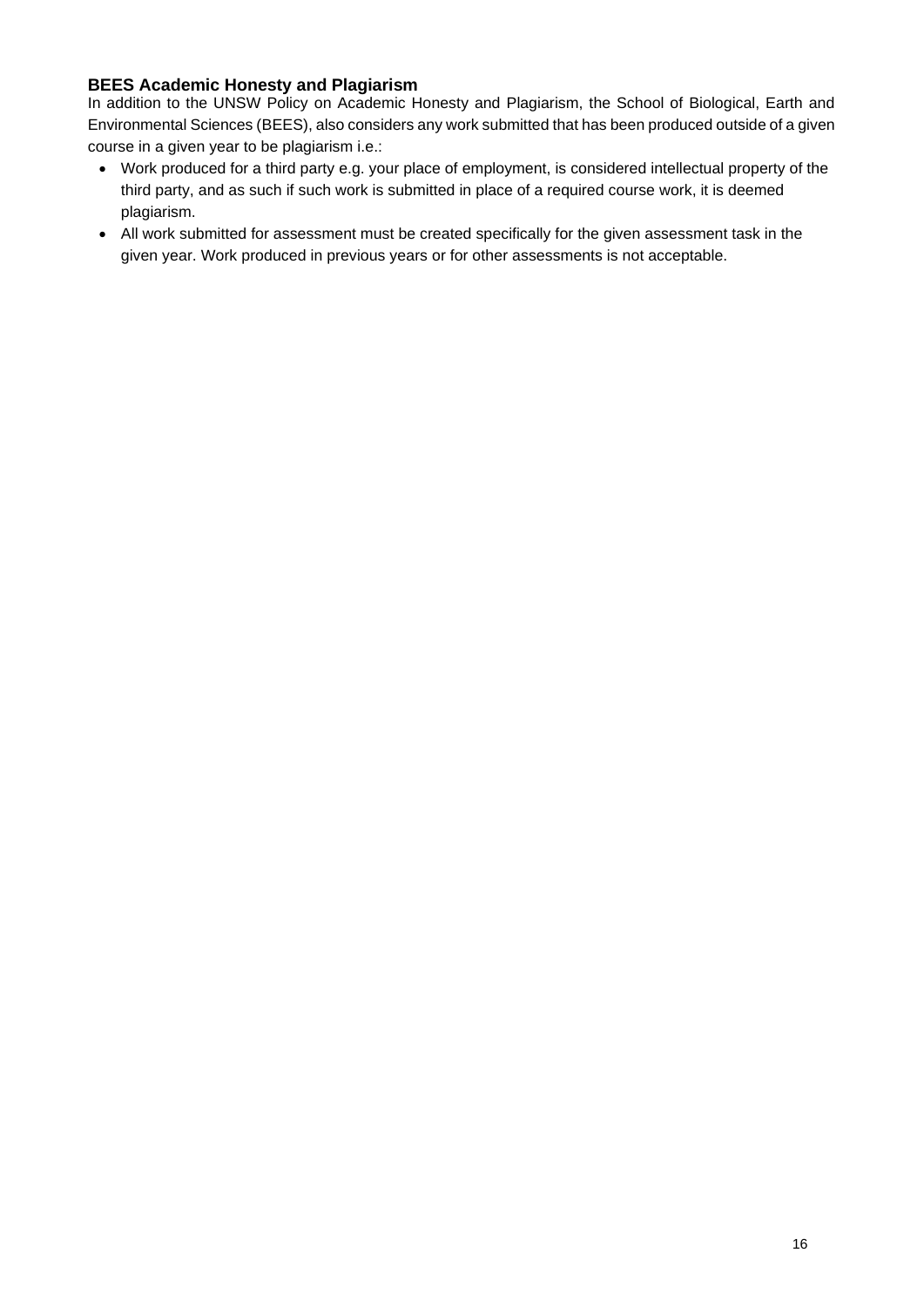### BEES Academic Honesty and Plagiarism

In addition to the UNSW Policy on Academic Honesty and Plagiarism, the School of Biological, Earth and Environmental Sciences (BEES), also considers any work submitted that has been produced outside of a given course in a given year to be plagiarism i.e.:

- Work produced for a third party e.g. your place of employment, is considered intellectual property of the third party, and as such if such work is submitted in place of a required course work, it is deemed plagiarism.
- All work submitted for assessment must be created specifically for the given assessment task in the given year. Work produced in previous years or for other assessments is not acceptable.